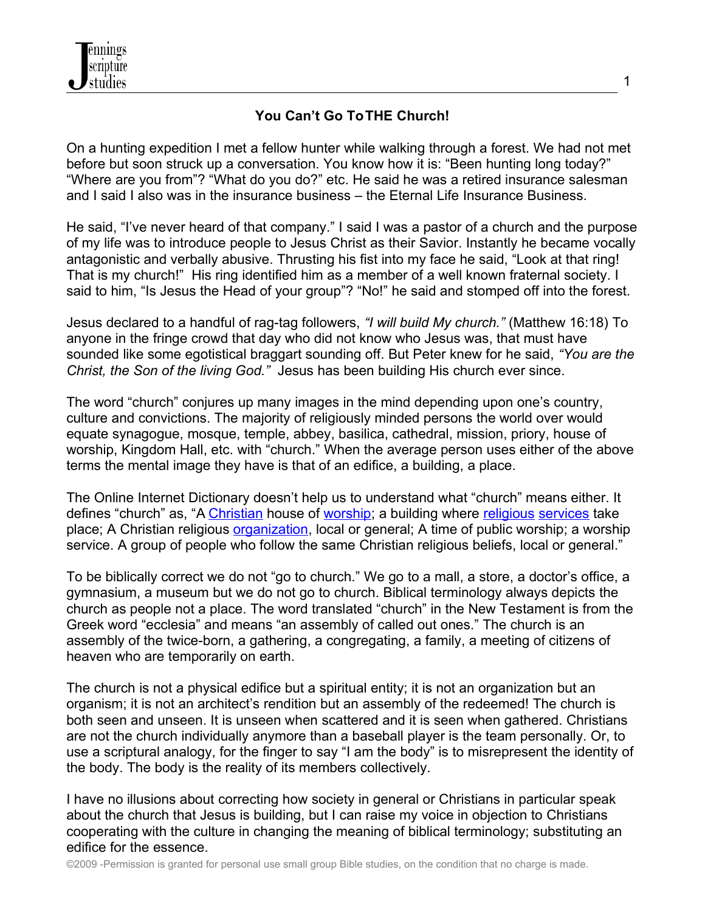## You Can't Go To THE Church!

On a hunting expedition I met a fellow hunter while walking through a forest. We had not met before but soon struck up a conversation. You know how it is: "Been hunting long today?" "Where are you from"? "What do you do?" etc. He said he was a retired insurance salesman and I said I also was in the insurance business – the Eternal Life Insurance Business.

He said, "I've never heard of that company." I said I was a pastor of a church and the purpose of my life was to introduce people to Jesus Christ as their Savior. Instantly he became vocally antagonistic and verbally abusive. Thrusting his fist into my face he said, "Look at that ring! That is my church!" His ring identified him as a member of a well known fraternal society. I said to him, "Is Jesus the Head of your group"? "No!" he said and stomped off into the forest.

Jesus declared to a handful of rag-tag followers, *"I will build My church."* (Matthew 16:18) To anyone in the fringe crowd that day who did not know who Jesus was, that must have sounded like some egotistical braggart sounding off. But Peter knew for he said, *"You are the Christ, the Son of the living God."* Jesus has been building His church ever since.

The word "church" conjures up many images in the mind depending upon one's country, culture and convictions. The majority of religiously minded persons the world over would equate synagogue, mosque, temple, abbey, basilica, cathedral, mission, priory, house of worship, Kingdom Hall, etc. with "church." When the average person uses either of the above terms the mental image they have is that of an edifice, a building, a place.

The Online Internet Dictionary doesn't help us to understand what "church" means either. It defines "church" as, "A Christian house of worship; a building where religious services take place; A Christian religious organization, local or general; A time of public worship; a worship service. A group of people who follow the same Christian religious beliefs, local or general."

To be biblically correct we do not "go to church." We go to a mall, a store, a doctor's office, a gymnasium, a museum but we do not go to church. Biblical terminology always depicts the church as people not a place. The word translated "church" in the New Testament is from the Greek word "ecclesia" and means "an assembly of called out ones." The church is an assembly of the twice-born, a gathering, a congregating, a family, a meeting of citizens of heaven who are temporarily on earth.

The church is not a physical edifice but a spiritual entity; it is not an organization but an organism; it is not an architect's rendition but an assembly of the redeemed! The church is both seen and unseen. It is unseen when scattered and it is seen when gathered. Christians are not the church individually anymore than a baseball player is the team personally. Or, to use a scriptural analogy, for the finger to say "I am the body" is to misrepresent the identity of the body. The body is the reality of its members collectively.

I have no illusions about correcting how society in general or Christians in particular speak about the church that Jesus is building, but I can raise my voice in objection to Christians cooperating with the culture in changing the meaning of biblical terminology; substituting an edifice for the essence.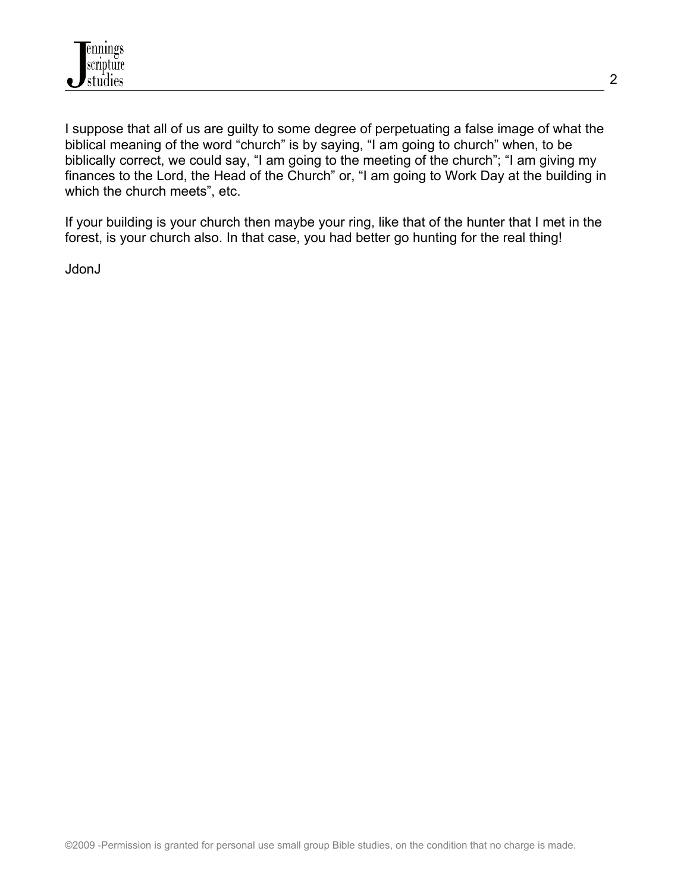I suppose that all of us are guilty to some degree of perpetuating a false image of what the biblical meaning of the word "church" is by saying, "I am going to church" when, to be biblically correct, we could say, "I am going to the meeting of the church"; "I am giving my finances to the Lord, the Head of the Church" or, "I am going to Work Day at the building in which the church meets", etc.

If your building is your church then maybe your ring, like that of the hunter that I met in the forest, is your church also. In that case, you had better go hunting for the real thing!

JdonJ